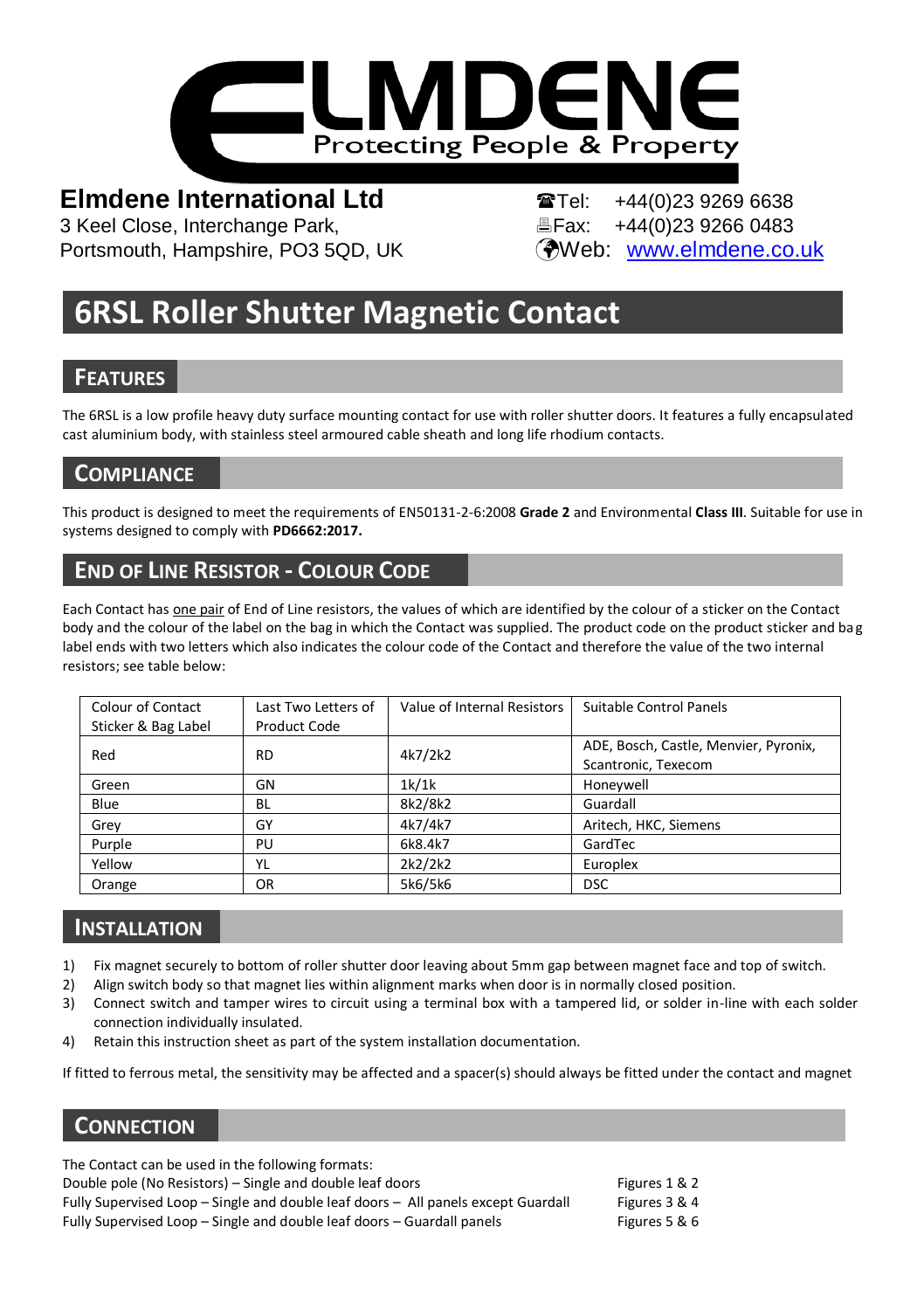# ELMDENE
Protecting People & Property

**Elmdene International Ltd**
3 Keel Close, Interchange Park,
Portsmouth, Hampshire, PO3 5QD, UK

Tel: +44(0)23 9269 6638
Fax: +44(0)23 9266 0483
Web: www.elmdene.co.uk

# 6RSL Roller Shutter Magnetic Contact

## FEATURES

The 6RSL is a low profile heavy duty surface mounting contact for use with roller shutter doors. It features a fully encapsulated cast aluminium body, with stainless steel armoured cable sheath and long life rhodium contacts.

## COMPLIANCE

This product is designed to meet the requirements of EN50131-2-6:2008 **Grade 2** and Environmental **Class III**. Suitable for use in systems designed to comply with **PD6662:2017.**

## END OF LINE RESISTOR - COLOUR CODE

Each Contact has one pair of End of Line resistors, the values of which are identified by the colour of a sticker on the Contact body and the colour of the label on the bag in which the Contact was supplied. The product code on the product sticker and bag label ends with two letters which also indicates the colour code of the Contact and therefore the value of the two internal resistors; see table below:

| Colour of Contact Sticker & Bag Label | Last Two Letters of Product Code | Value of Internal Resistors | Suitable Control Panels |
|---|---|---|---|
| Red | RD | 4k7/2k2 | ADE, Bosch, Castle, Menvier, Pyronix, Scantronic, Texecom |
| Green | GN | 1k/1k | Honeywell |
| Blue | BL | 8k2/8k2 | Guardall |
| Grey | GY | 4k7/4k7 | Aritech, HKC, Siemens |
| Purple | PU | 6k8.4k7 | GardTec |
| Yellow | YL | 2k2/2k2 | Europlex |
| Orange | OR | 5k6/5k6 | DSC |

## INSTALLATION

1) Fix magnet securely to bottom of roller shutter door leaving about 5mm gap between magnet face and top of switch.
2) Align switch body so that magnet lies within alignment marks when door is in normally closed position.
3) Connect switch and tamper wires to circuit using a terminal box with a tampered lid, or solder in-line with each solder connection individually insulated.
4) Retain this instruction sheet as part of the system installation documentation.

If fitted to ferrous metal, the sensitivity may be affected and a spacer(s) should always be fitted under the contact and magnet

## CONNECTION

The Contact can be used in the following formats:

| | |
|---|---|
| Double pole (No Resistors) – Single and double leaf doors | Figures 1 & 2 |
| Fully Supervised Loop – Single and double leaf doors – All panels except Guardall | Figures 3 & 4 |
| Fully Supervised Loop – Single and double leaf doors – Guardall panels | Figures 5 & 6 |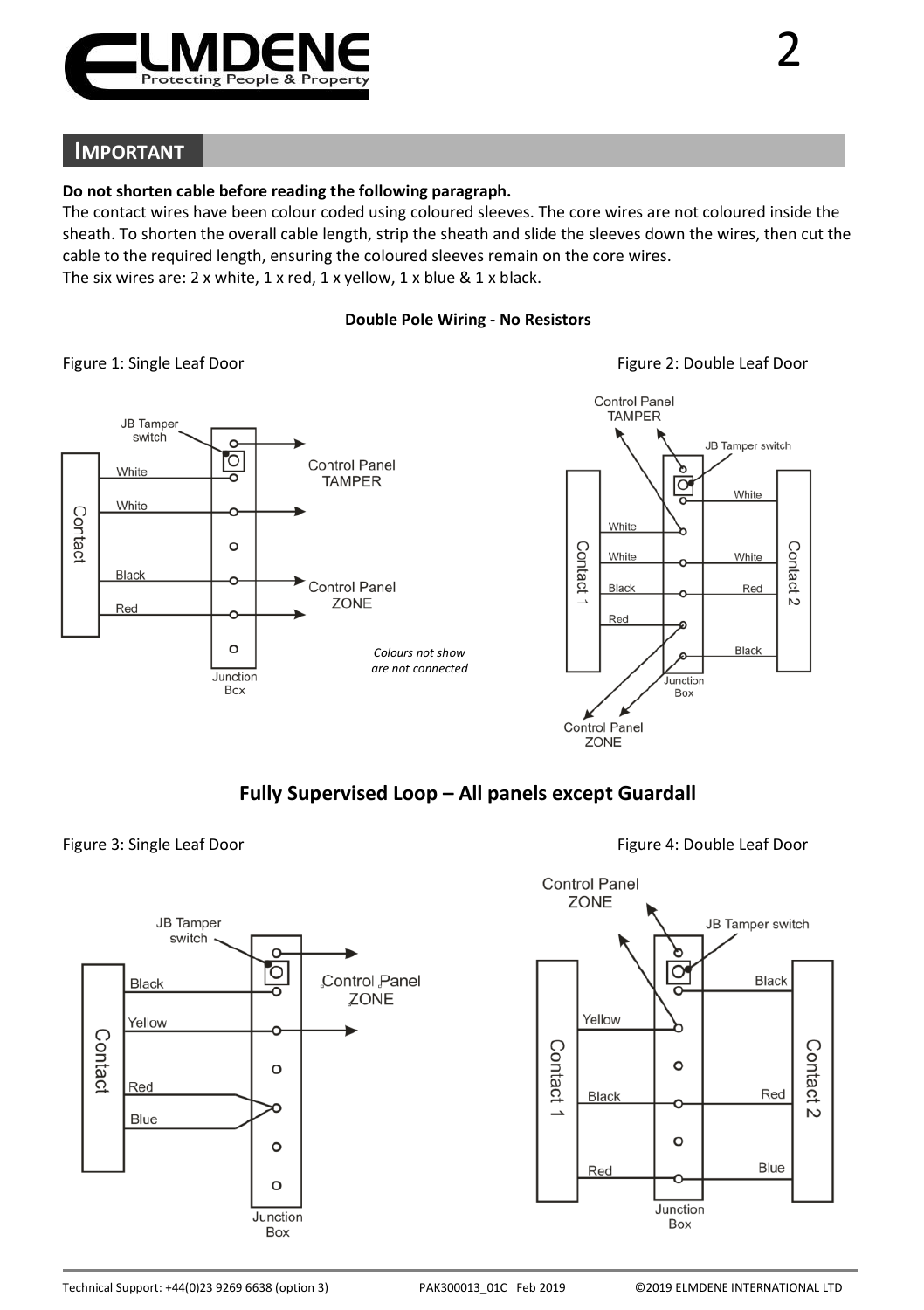## IMPORTANT

**Do not shorten cable before reading the following paragraph.**

The contact wires have been colour coded using coloured sleeves. The core wires are not coloured inside the sheath. To shorten the overall cable length, strip the sheath and slide the sleeves down the wires, then cut the cable to the required length, ensuring the coloured sleeves remain on the core wires.

The six wires are: 2 x white, 1 x red, 1 x yellow, 1 x blue & 1 x black.

**Double Pole Wiring - No Resistors**

Figure 1: Single Leaf Door

JB Tamper switch, White, White, Black, Red, Contact, Control Panel TAMPER, Control Panel ZONE, Junction Box

*Colours not show are not connected*

Figure 2: Double Leaf Door

Control Panel TAMPER, JB Tamper switch, White, White, Black, Red, Contact 1, White, White, Red, Black, Contact 2, Junction Box, Control Panel ZONE

## Fully Supervised Loop – All panels except Guardall

Figure 3: Single Leaf Door

JB Tamper switch, Black, Yellow, Red, Blue, Contact, Control Panel ZONE, Junction Box

Figure 4: Double Leaf Door

Control Panel ZONE, JB Tamper switch, Yellow, Black, Red, Contact 1, Black, Red, Blue, Contact 2, Junction Box

Technical Support: +44(0)23 9269 6638 (option 3) PAK300013_01C Feb 2019 ©2019 ELMDENE INTERNATIONAL LTD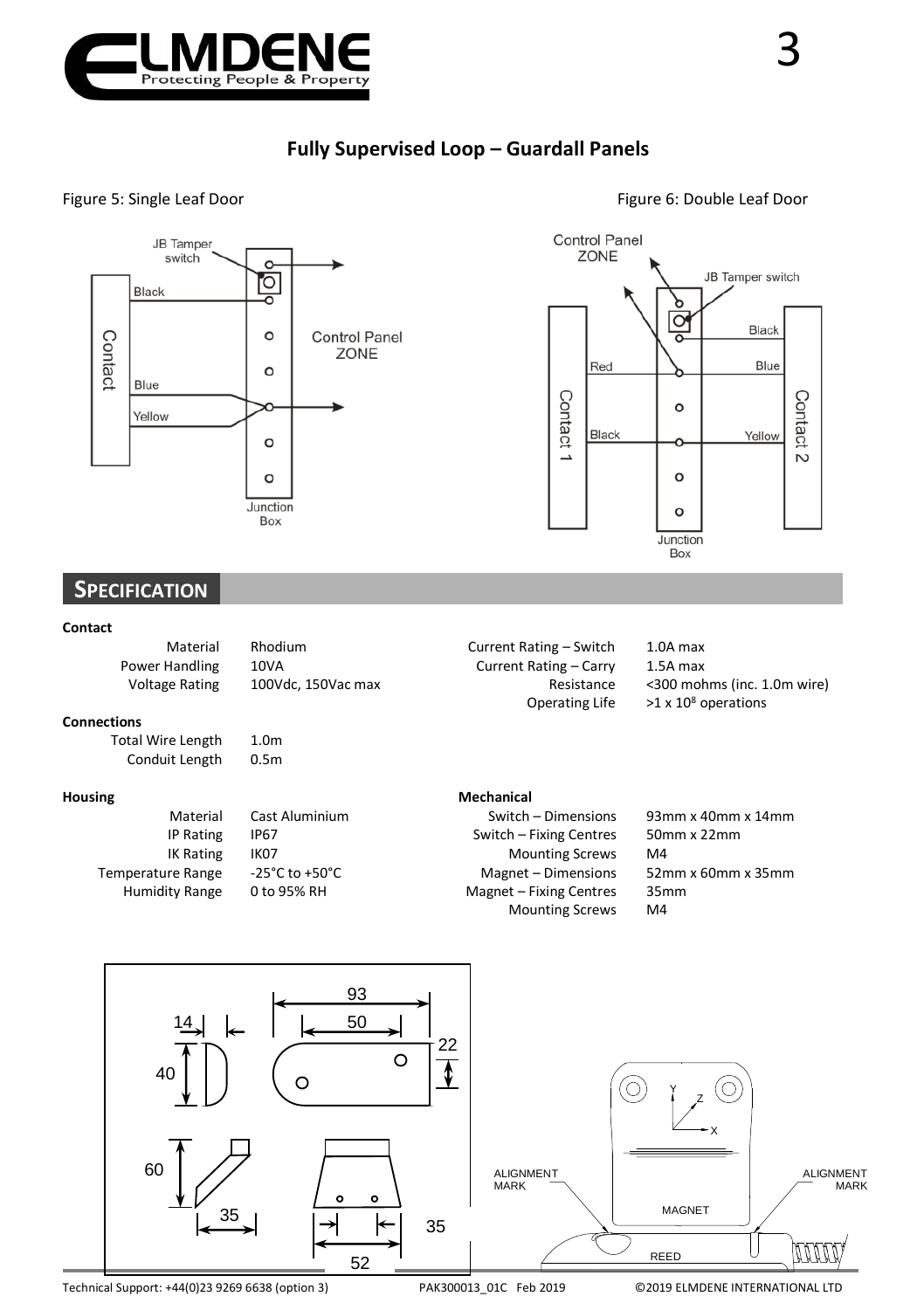## Fully Supervised Loop – Guardall Panels

Figure 5: Single Leaf Door

JB Tamper switch

Black

Contact

Blue

Yellow

Control Panel ZONE

Junction Box

Figure 6: Double Leaf Door

Control Panel ZONE

JB Tamper switch

Black

Red

Blue

Contact 1

Contact 2

Black

Yellow

Junction Box

## SPECIFICATION

**Contact**

| | | | |
|---|---|---|---|
| Material | Rhodium | Current Rating – Switch | 1.0A max |
| Power Handling | 10VA | Current Rating – Carry | 1.5A max |
| Voltage Rating | 100Vdc, 150Vac max | Resistance | <300 mohms (inc. 1.0m wire) |
| | | Operating Life | >1 x $10^8$ operations |

**Connections**

| | |
|---|---|
| Total Wire Length | 1.0m |
| Conduit Length | 0.5m |

**Housing**

| | |
|---|---|
| Material | Cast Aluminium |
| IP Rating | IP67 |
| IK Rating | IK07 |
| Temperature Range | -25°C to +50°C |
| Humidity Range | 0 to 95% RH |

**Mechanical**

| | |
|---|---|
| Switch – Dimensions | 93mm x 40mm x 14mm |
| Switch – Fixing Centres | 50mm x 22mm |
| Mounting Screws | M4 |
| Magnet – Dimensions | 52mm x 60mm x 35mm |
| Magnet – Fixing Centres | 35mm |
| Mounting Screws | M4 |

93, 50, 14, 40, 22, 60, 35, 35, 52

ALIGNMENT MARK, MAGNET, ALIGNMENT MARK, REED, X, Y, Z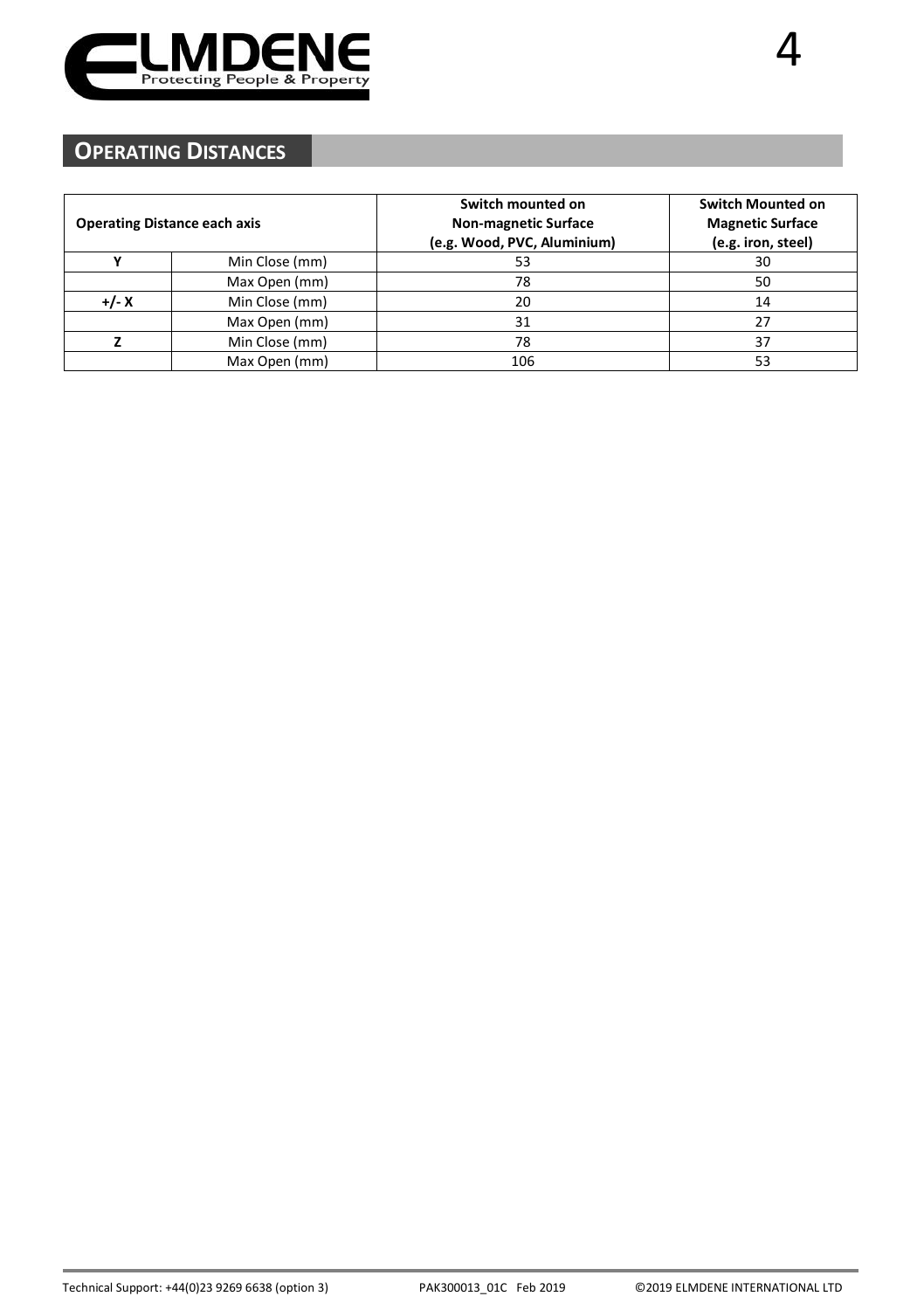## OPERATING DISTANCES

| Operating Distance each axis | | Switch mounted on Non-magnetic Surface (e.g. Wood, PVC, Aluminium) | Switch Mounted on Magnetic Surface (e.g. iron, steel) |
|---|---|---|---|
| **Y** | Min Close (mm) | 53 | 30 |
| | Max Open (mm) | 78 | 50 |
| **+/- X** | Min Close (mm) | 20 | 14 |
| | Max Open (mm) | 31 | 27 |
| **Z** | Min Close (mm) | 78 | 37 |
| | Max Open (mm) | 106 | 53 |

Technical Support: +44(0)23 9269 6638 (option 3) PAK300013_01C Feb 2019 ©2019 ELMDENE INTERNATIONAL LTD